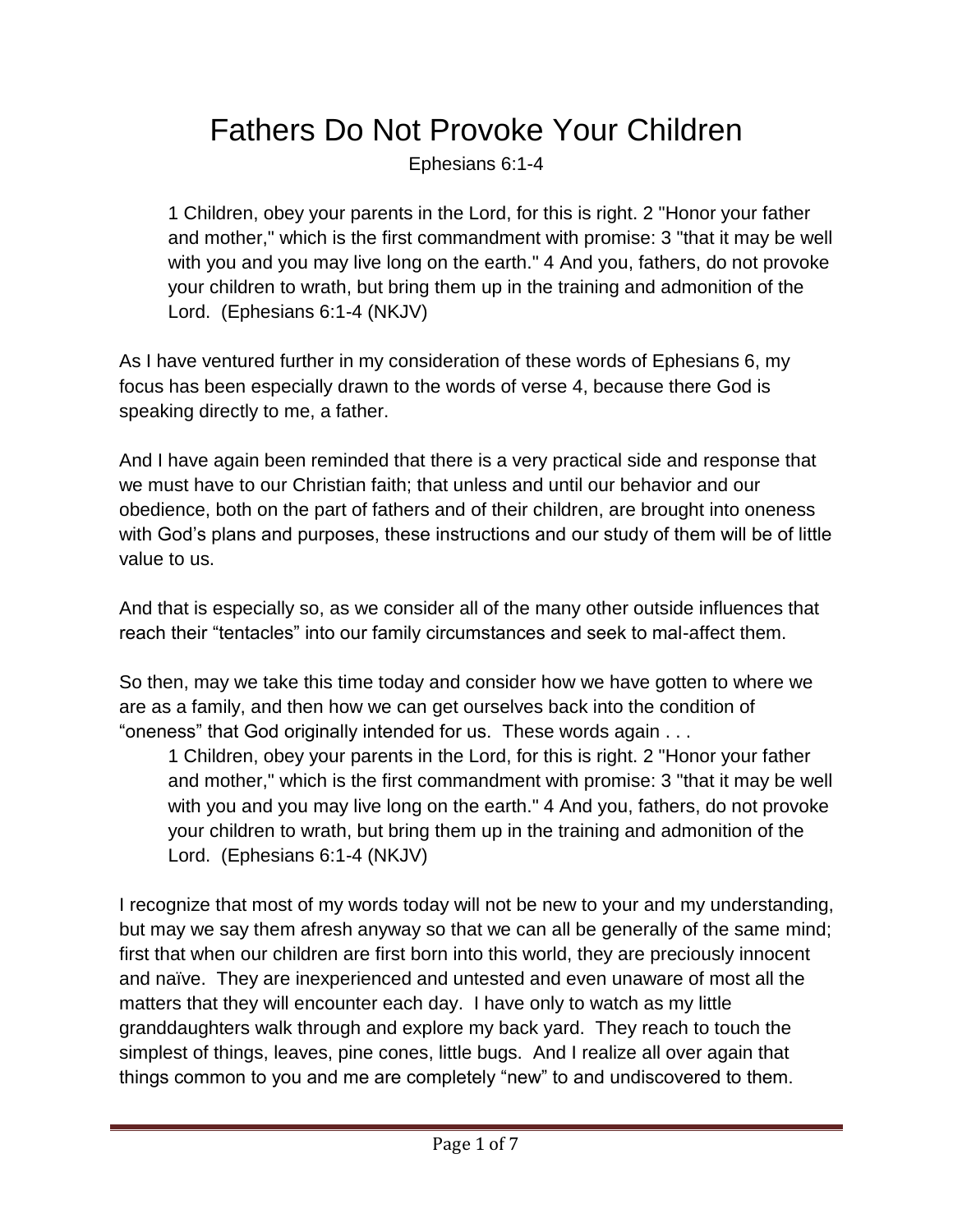# Fathers Do Not Provoke Your Children

Ephesians 6:1-4

> 1 Children, obey your parents in the Lord, for this is right. 2 "Honor your father and mother," which is the first commandment with promise: 3 "that it may be well with you and you may live long on the earth." 4 And you, fathers, do not provoke your children to wrath, but bring them up in the training and admonition of the Lord. (Ephesians 6:1-4 (NKJV)

As I have ventured further in my consideration of these words of Ephesians 6, my focus has been especially drawn to the words of verse 4, because there God is speaking directly to me, a father.

And I have again been reminded that there is a very practical side and response that we must have to our Christian faith; that unless and until our behavior and our obedience, both on the part of fathers and of their children, are brought into oneness with God's plans and purposes, these instructions and our study of them will be of little value to us.

And that is especially so, as we consider all of the many other outside influences that reach their "tentacles" into our family circumstances and seek to mal-affect them.

So then, may we take this time today and consider how we have gotten to where we are as a family, and then how we can get ourselves back into the condition of "oneness" that God originally intended for us. These words again . . .

> 1 Children, obey your parents in the Lord, for this is right. 2 "Honor your father and mother," which is the first commandment with promise: 3 "that it may be well with you and you may live long on the earth." 4 And you, fathers, do not provoke your children to wrath, but bring them up in the training and admonition of the Lord. (Ephesians 6:1-4 (NKJV)

I recognize that most of my words today will not be new to your and my understanding, but may we say them afresh anyway so that we can all be generally of the same mind; first that when our children are first born into this world, they are preciously innocent and naïve. They are inexperienced and untested and even unaware of most all the matters that they will encounter each day. I have only to watch as my little granddaughters walk through and explore my back yard. They reach to touch the simplest of things, leaves, pine cones, little bugs. And I realize all over again that things common to you and me are completely "new" to and undiscovered to them.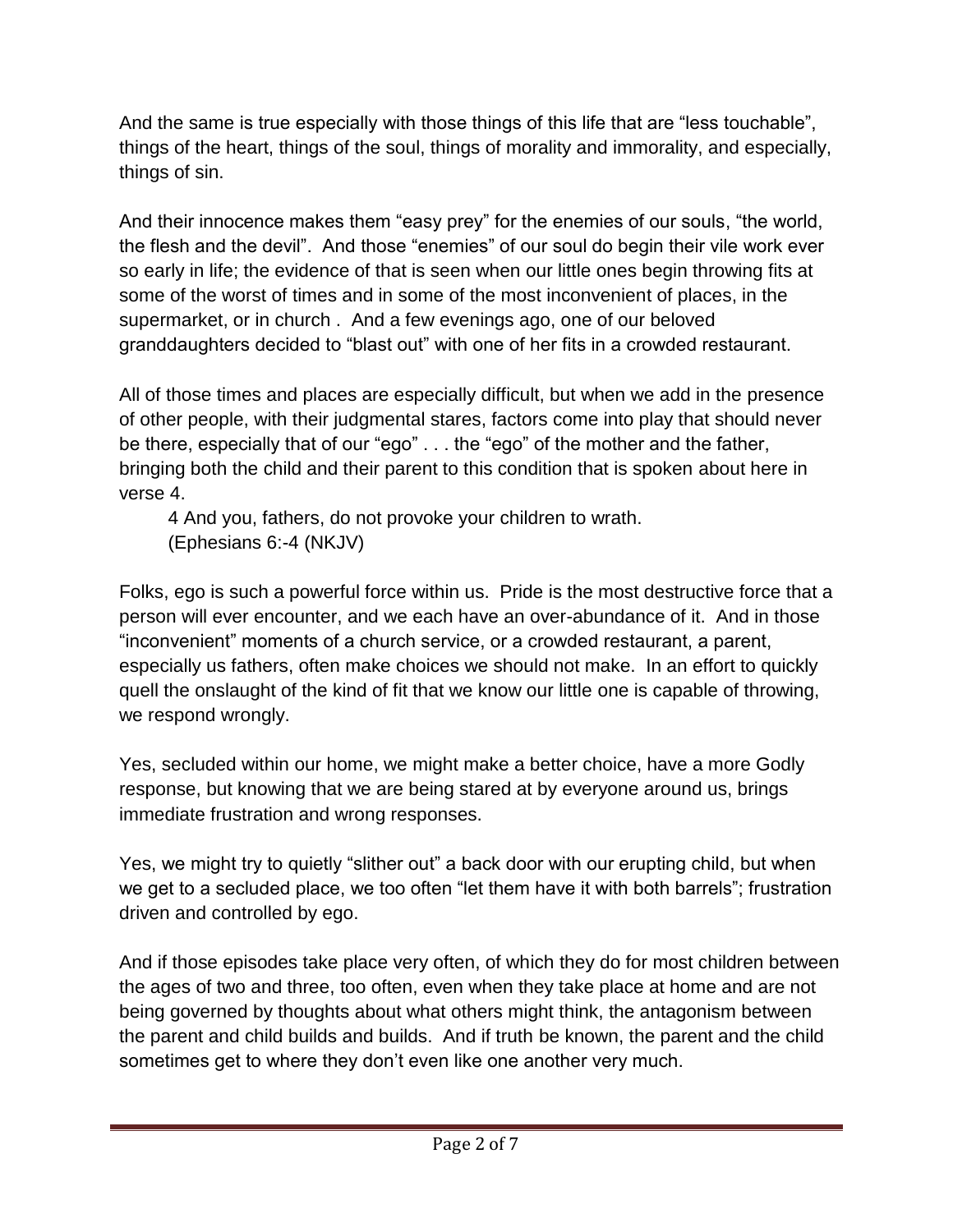And the same is true especially with those things of this life that are “less touchable”, things of the heart, things of the soul, things of morality and immorality, and especially, things of sin.

And their innocence makes them “easy prey” for the enemies of our souls, “the world, the flesh and the devil”. And those “enemies” of our soul do begin their vile work ever so early in life; the evidence of that is seen when our little ones begin throwing fits at some of the worst of times and in some of the most inconvenient of places, in the supermarket, or in church . And a few evenings ago, one of our beloved granddaughters decided to “blast out” with one of her fits in a crowded restaurant.

All of those times and places are especially difficult, but when we add in the presence of other people, with their judgmental stares, factors come into play that should never be there, especially that of our “ego” . . . the “ego” of the mother and the father, bringing both the child and their parent to this condition that is spoken about here in verse 4.

> 4 And you, fathers, do not provoke your children to wrath.
> (Ephesians 6:-4 (NKJV)

Folks, ego is such a powerful force within us. Pride is the most destructive force that a person will ever encounter, and we each have an over-abundance of it. And in those “inconvenient” moments of a church service, or a crowded restaurant, a parent, especially us fathers, often make choices we should not make. In an effort to quickly quell the onslaught of the kind of fit that we know our little one is capable of throwing, we respond wrongly.

Yes, secluded within our home, we might make a better choice, have a more Godly response, but knowing that we are being stared at by everyone around us, brings immediate frustration and wrong responses.

Yes, we might try to quietly “slither out” a back door with our erupting child, but when we get to a secluded place, we too often “let them have it with both barrels”; frustration driven and controlled by ego.

And if those episodes take place very often, of which they do for most children between the ages of two and three, too often, even when they take place at home and are not being governed by thoughts about what others might think, the antagonism between the parent and child builds and builds. And if truth be known, the parent and the child sometimes get to where they don’t even like one another very much.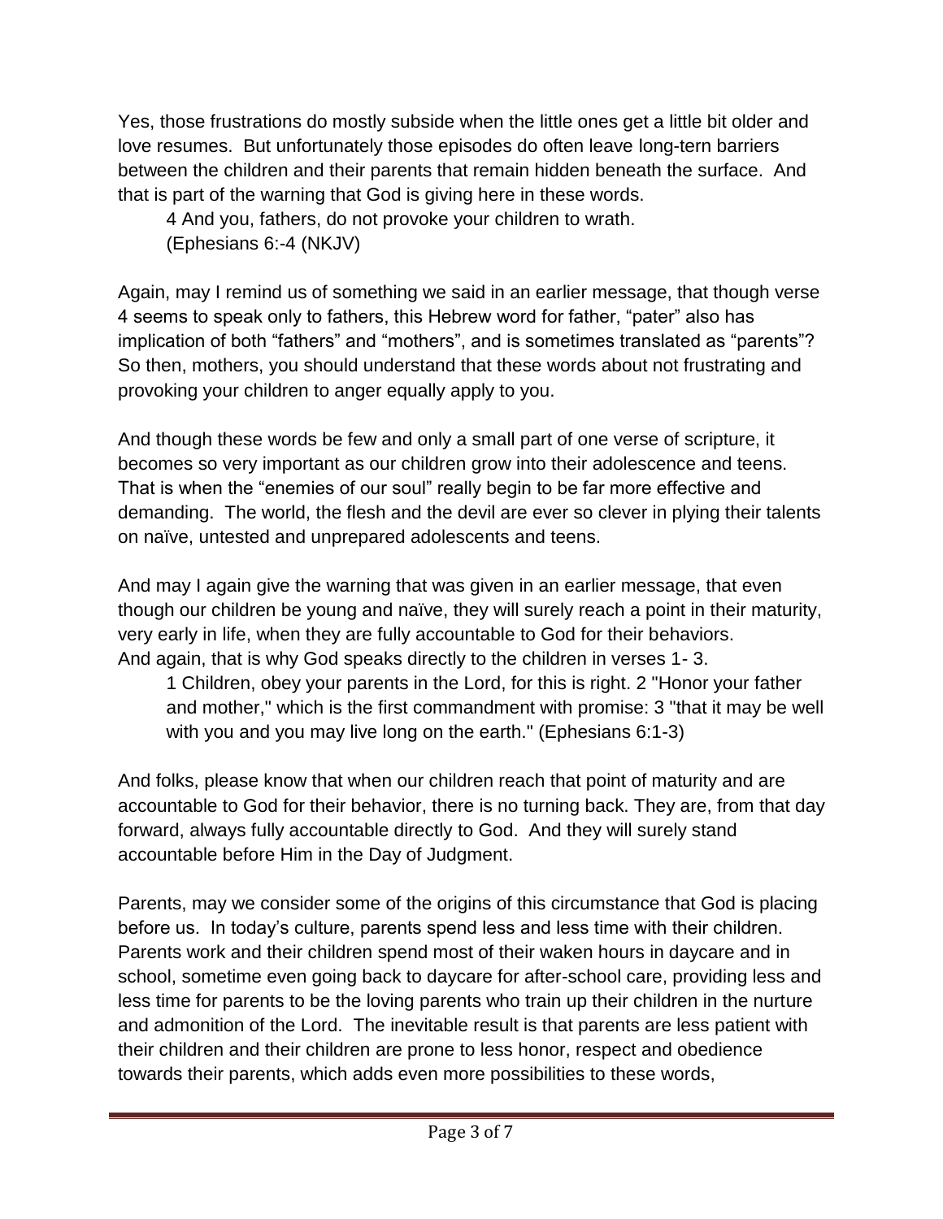Yes, those frustrations do mostly subside when the little ones get a little bit older and love resumes. But unfortunately those episodes do often leave long-tern barriers between the children and their parents that remain hidden beneath the surface. And that is part of the warning that God is giving here in these words.

> 4 And you, fathers, do not provoke your children to wrath.
> (Ephesians 6:-4 (NKJV)

Again, may I remind us of something we said in an earlier message, that though verse 4 seems to speak only to fathers, this Hebrew word for father, "pater" also has implication of both "fathers" and "mothers", and is sometimes translated as "parents"? So then, mothers, you should understand that these words about not frustrating and provoking your children to anger equally apply to you.

And though these words be few and only a small part of one verse of scripture, it becomes so very important as our children grow into their adolescence and teens. That is when the "enemies of our soul" really begin to be far more effective and demanding. The world, the flesh and the devil are ever so clever in plying their talents on naïve, untested and unprepared adolescents and teens.

And may I again give the warning that was given in an earlier message, that even though our children be young and naïve, they will surely reach a point in their maturity, very early in life, when they are fully accountable to God for their behaviors. And again, that is why God speaks directly to the children in verses 1- 3.

> 1 Children, obey your parents in the Lord, for this is right. 2 "Honor your father and mother," which is the first commandment with promise: 3 "that it may be well with you and you may live long on the earth." (Ephesians 6:1-3)

And folks, please know that when our children reach that point of maturity and are accountable to God for their behavior, there is no turning back. They are, from that day forward, always fully accountable directly to God. And they will surely stand accountable before Him in the Day of Judgment.

Parents, may we consider some of the origins of this circumstance that God is placing before us. In today's culture, parents spend less and less time with their children. Parents work and their children spend most of their waken hours in daycare and in school, sometime even going back to daycare for after-school care, providing less and less time for parents to be the loving parents who train up their children in the nurture and admonition of the Lord. The inevitable result is that parents are less patient with their children and their children are prone to less honor, respect and obedience towards their parents, which adds even more possibilities to these words,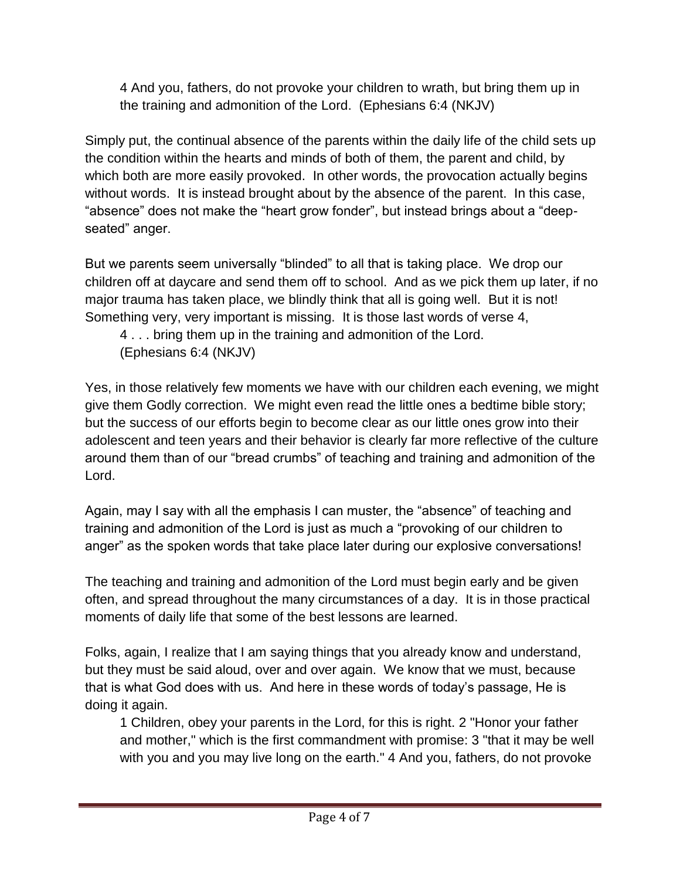> 4 And you, fathers, do not provoke your children to wrath, but bring them up in the training and admonition of the Lord. (Ephesians 6:4 (NKJV)

Simply put, the continual absence of the parents within the daily life of the child sets up the condition within the hearts and minds of both of them, the parent and child, by which both are more easily provoked. In other words, the provocation actually begins without words. It is instead brought about by the absence of the parent. In this case, "absence" does not make the "heart grow fonder", but instead brings about a "deep-seated" anger.

But we parents seem universally "blinded" to all that is taking place. We drop our children off at daycare and send them off to school. And as we pick them up later, if no major trauma has taken place, we blindly think that all is going well. But it is not! Something very, very important is missing. It is those last words of verse 4,

> 4 . . . bring them up in the training and admonition of the Lord. (Ephesians 6:4 (NKJV)

Yes, in those relatively few moments we have with our children each evening, we might give them Godly correction. We might even read the little ones a bedtime bible story; but the success of our efforts begin to become clear as our little ones grow into their adolescent and teen years and their behavior is clearly far more reflective of the culture around them than of our "bread crumbs" of teaching and training and admonition of the Lord.

Again, may I say with all the emphasis I can muster, the "absence" of teaching and training and admonition of the Lord is just as much a "provoking of our children to anger" as the spoken words that take place later during our explosive conversations!

The teaching and training and admonition of the Lord must begin early and be given often, and spread throughout the many circumstances of a day. It is in those practical moments of daily life that some of the best lessons are learned.

Folks, again, I realize that I am saying things that you already know and understand, but they must be said aloud, over and over again. We know that we must, because that is what God does with us. And here in these words of today's passage, He is doing it again.

> 1 Children, obey your parents in the Lord, for this is right. 2 "Honor your father and mother," which is the first commandment with promise: 3 "that it may be well with you and you may live long on the earth." 4 And you, fathers, do not provoke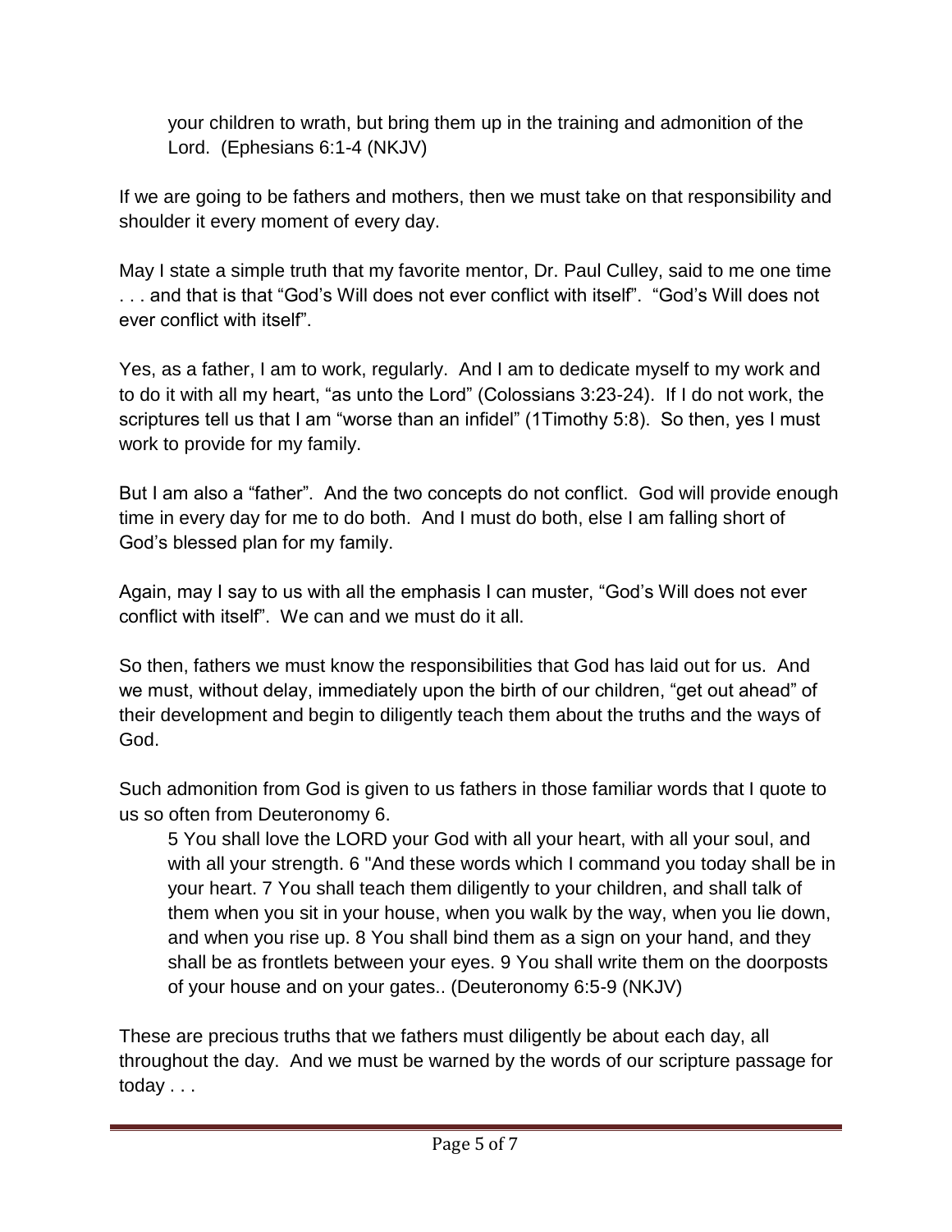> your children to wrath, but bring them up in the training and admonition of the Lord. (Ephesians 6:1-4 (NKJV)

If we are going to be fathers and mothers, then we must take on that responsibility and shoulder it every moment of every day.

May I state a simple truth that my favorite mentor, Dr. Paul Culley, said to me one time . . . and that is that "God's Will does not ever conflict with itself". "God's Will does not ever conflict with itself".

Yes, as a father, I am to work, regularly. And I am to dedicate myself to my work and to do it with all my heart, "as unto the Lord" (Colossians 3:23-24). If I do not work, the scriptures tell us that I am "worse than an infidel" (1Timothy 5:8). So then, yes I must work to provide for my family.

But I am also a "father". And the two concepts do not conflict. God will provide enough time in every day for me to do both. And I must do both, else I am falling short of God's blessed plan for my family.

Again, may I say to us with all the emphasis I can muster, "God's Will does not ever conflict with itself". We can and we must do it all.

So then, fathers we must know the responsibilities that God has laid out for us. And we must, without delay, immediately upon the birth of our children, "get out ahead" of their development and begin to diligently teach them about the truths and the ways of God.

Such admonition from God is given to us fathers in those familiar words that I quote to us so often from Deuteronomy 6.

> 5 You shall love the LORD your God with all your heart, with all your soul, and with all your strength. 6 "And these words which I command you today shall be in your heart. 7 You shall teach them diligently to your children, and shall talk of them when you sit in your house, when you walk by the way, when you lie down, and when you rise up. 8 You shall bind them as a sign on your hand, and they shall be as frontlets between your eyes. 9 You shall write them on the doorposts of your house and on your gates.. (Deuteronomy 6:5-9 (NKJV)

These are precious truths that we fathers must diligently be about each day, all throughout the day. And we must be warned by the words of our scripture passage for today . . .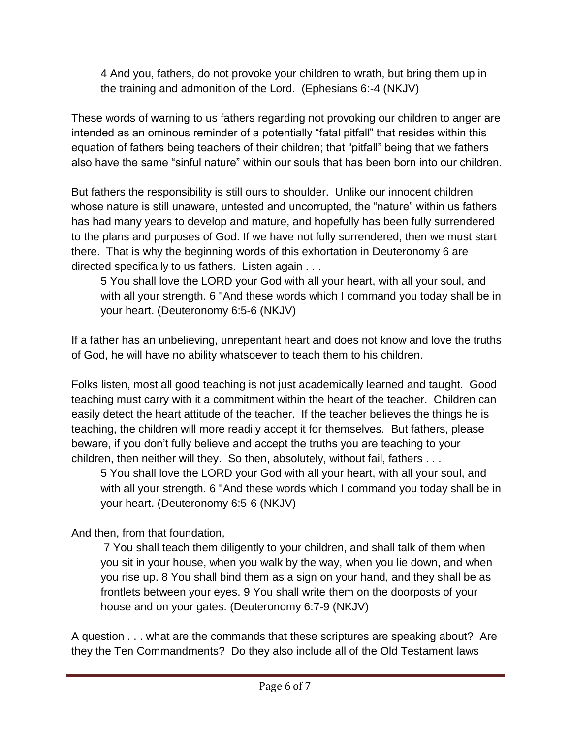> 4 And you, fathers, do not provoke your children to wrath, but bring them up in the training and admonition of the Lord. (Ephesians 6:-4 (NKJV)

These words of warning to us fathers regarding not provoking our children to anger are intended as an ominous reminder of a potentially "fatal pitfall" that resides within this equation of fathers being teachers of their children; that "pitfall" being that we fathers also have the same "sinful nature" within our souls that has been born into our children.

But fathers the responsibility is still ours to shoulder. Unlike our innocent children whose nature is still unaware, untested and uncorrupted, the "nature" within us fathers has had many years to develop and mature, and hopefully has been fully surrendered to the plans and purposes of God. If we have not fully surrendered, then we must start there. That is why the beginning words of this exhortation in Deuteronomy 6 are directed specifically to us fathers. Listen again . . .

> 5 You shall love the LORD your God with all your heart, with all your soul, and with all your strength. 6 "And these words which I command you today shall be in your heart. (Deuteronomy 6:5-6 (NKJV)

If a father has an unbelieving, unrepentant heart and does not know and love the truths of God, he will have no ability whatsoever to teach them to his children.

Folks listen, most all good teaching is not just academically learned and taught. Good teaching must carry with it a commitment within the heart of the teacher. Children can easily detect the heart attitude of the teacher. If the teacher believes the things he is teaching, the children will more readily accept it for themselves. But fathers, please beware, if you don't fully believe and accept the truths you are teaching to your children, then neither will they. So then, absolutely, without fail, fathers . . .

> 5 You shall love the LORD your God with all your heart, with all your soul, and with all your strength. 6 "And these words which I command you today shall be in your heart. (Deuteronomy 6:5-6 (NKJV)

And then, from that foundation,

> 7 You shall teach them diligently to your children, and shall talk of them when you sit in your house, when you walk by the way, when you lie down, and when you rise up. 8 You shall bind them as a sign on your hand, and they shall be as frontlets between your eyes. 9 You shall write them on the doorposts of your house and on your gates. (Deuteronomy 6:7-9 (NKJV)

A question . . . what are the commands that these scriptures are speaking about? Are they the Ten Commandments? Do they also include all of the Old Testament laws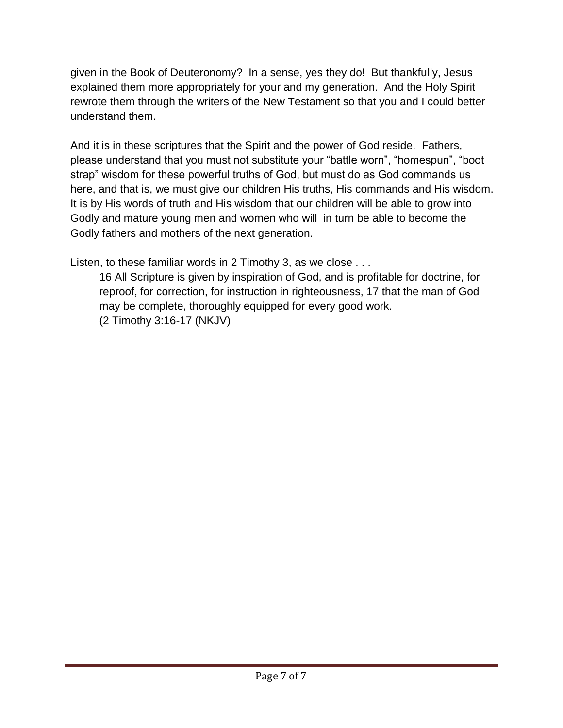given in the Book of Deuteronomy? In a sense, yes they do! But thankfully, Jesus explained them more appropriately for your and my generation. And the Holy Spirit rewrote them through the writers of the New Testament so that you and I could better understand them.

And it is in these scriptures that the Spirit and the power of God reside. Fathers, please understand that you must not substitute your "battle worn", "homespun", "boot strap" wisdom for these powerful truths of God, but must do as God commands us here, and that is, we must give our children His truths, His commands and His wisdom. It is by His words of truth and His wisdom that our children will be able to grow into Godly and mature young men and women who will in turn be able to become the Godly fathers and mothers of the next generation.

Listen, to these familiar words in 2 Timothy 3, as we close . . .

> 16 All Scripture is given by inspiration of God, and is profitable for doctrine, for reproof, for correction, for instruction in righteousness, 17 that the man of God may be complete, thoroughly equipped for every good work.
> (2 Timothy 3:16-17 (NKJV)